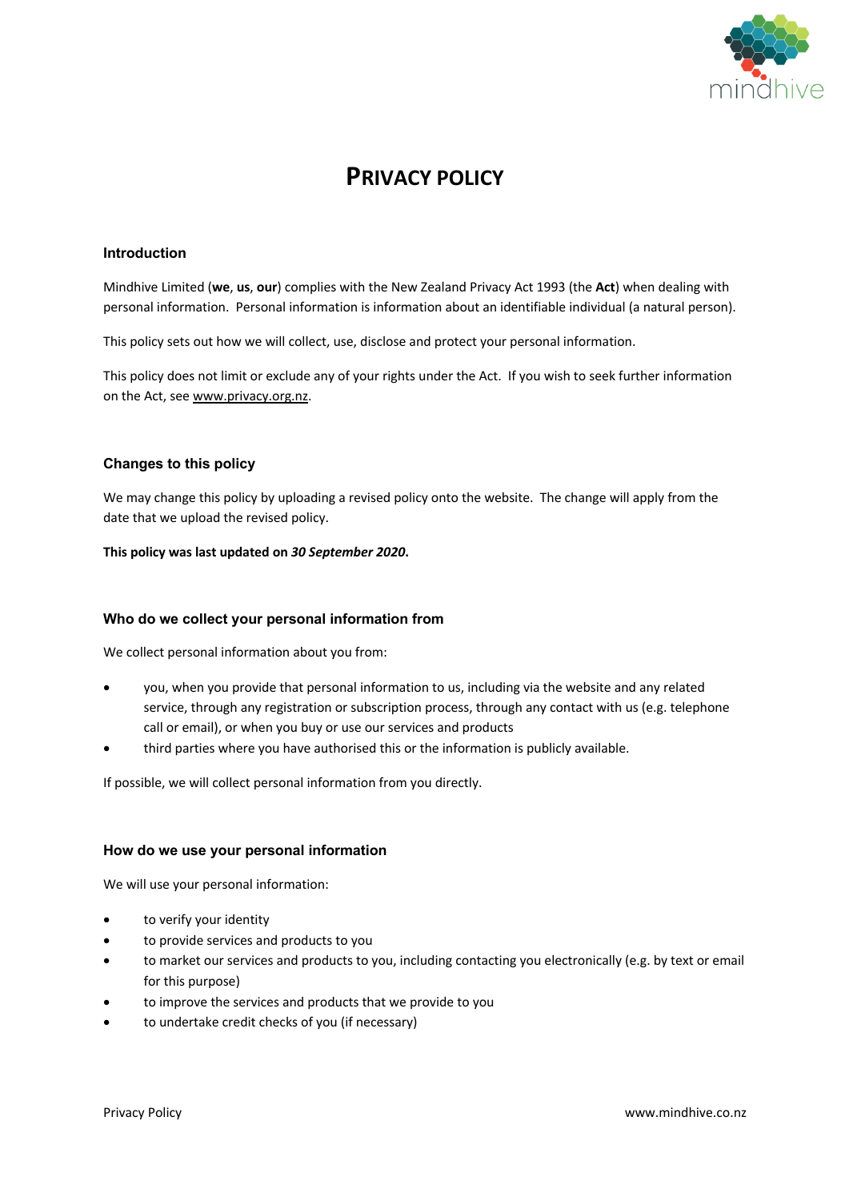# PRIVACY POLICY

## Introduction

Mindhive Limited (**we**, **us**, **our**) complies with the New Zealand Privacy Act 1993 (the **Act**) when dealing with personal information. Personal information is information about an identifiable individual (a natural person).

This policy sets out how we will collect, use, disclose and protect your personal information.

This policy does not limit or exclude any of your rights under the Act. If you wish to seek further information on the Act, see www.privacy.org.nz.

## Changes to this policy

We may change this policy by uploading a revised policy onto the website. The change will apply from the date that we upload the revised policy.

**This policy was last updated on *30 September 2020*.**

## Who do we collect your personal information from

We collect personal information about you from:

- you, when you provide that personal information to us, including via the website and any related service, through any registration or subscription process, through any contact with us (e.g. telephone call or email), or when you buy or use our services and products
- third parties where you have authorised this or the information is publicly available.

If possible, we will collect personal information from you directly.

## How do we use your personal information

We will use your personal information:

- to verify your identity
- to provide services and products to you
- to market our services and products to you, including contacting you electronically (e.g. by text or email for this purpose)
- to improve the services and products that we provide to you
- to undertake credit checks of you (if necessary)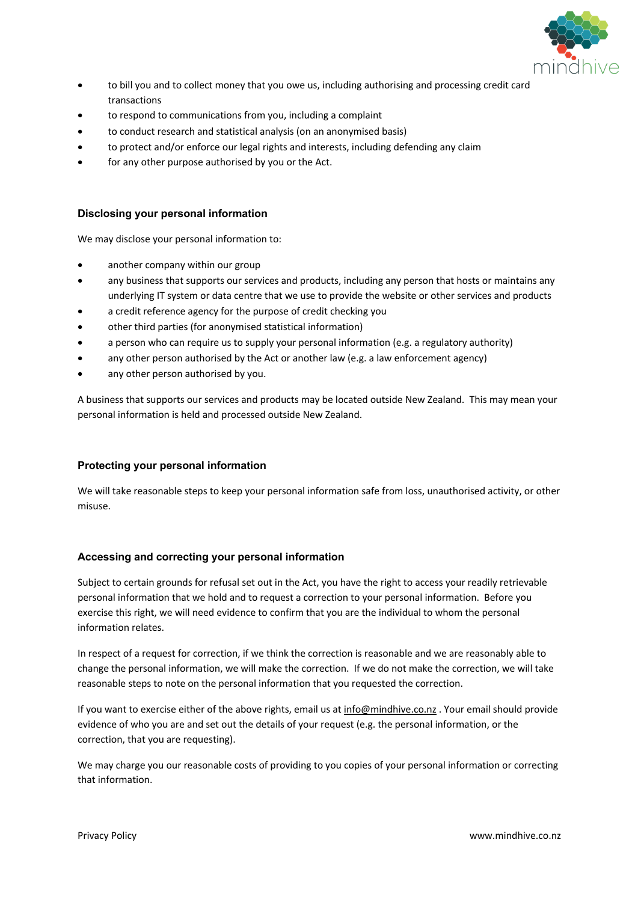- to bill you and to collect money that you owe us, including authorising and processing credit card transactions
- to respond to communications from you, including a complaint
- to conduct research and statistical analysis (on an anonymised basis)
- to protect and/or enforce our legal rights and interests, including defending any claim
- for any other purpose authorised by you or the Act.

### Disclosing your personal information

We may disclose your personal information to:

- another company within our group
- any business that supports our services and products, including any person that hosts or maintains any underlying IT system or data centre that we use to provide the website or other services and products
- a credit reference agency for the purpose of credit checking you
- other third parties (for anonymised statistical information)
- a person who can require us to supply your personal information (e.g. a regulatory authority)
- any other person authorised by the Act or another law (e.g. a law enforcement agency)
- any other person authorised by you.

A business that supports our services and products may be located outside New Zealand. This may mean your personal information is held and processed outside New Zealand.

### Protecting your personal information

We will take reasonable steps to keep your personal information safe from loss, unauthorised activity, or other misuse.

### Accessing and correcting your personal information

Subject to certain grounds for refusal set out in the Act, you have the right to access your readily retrievable personal information that we hold and to request a correction to your personal information. Before you exercise this right, we will need evidence to confirm that you are the individual to whom the personal information relates.

In respect of a request for correction, if we think the correction is reasonable and we are reasonably able to change the personal information, we will make the correction. If we do not make the correction, we will take reasonable steps to note on the personal information that you requested the correction.

If you want to exercise either of the above rights, email us at info@mindhive.co.nz . Your email should provide evidence of who you are and set out the details of your request (e.g. the personal information, or the correction, that you are requesting).

We may charge you our reasonable costs of providing to you copies of your personal information or correcting that information.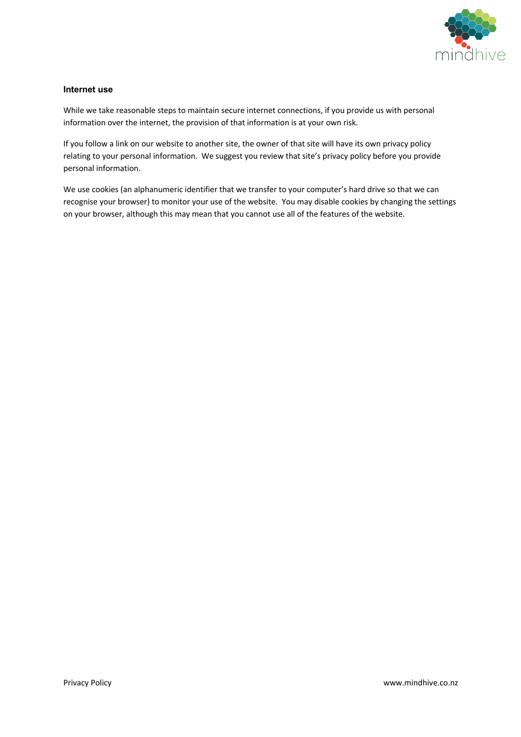### Internet use

While we take reasonable steps to maintain secure internet connections, if you provide us with personal information over the internet, the provision of that information is at your own risk.

If you follow a link on our website to another site, the owner of that site will have its own privacy policy relating to your personal information. We suggest you review that site's privacy policy before you provide personal information.

We use cookies (an alphanumeric identifier that we transfer to your computer's hard drive so that we can recognise your browser) to monitor your use of the website. You may disable cookies by changing the settings on your browser, although this may mean that you cannot use all of the features of the website.